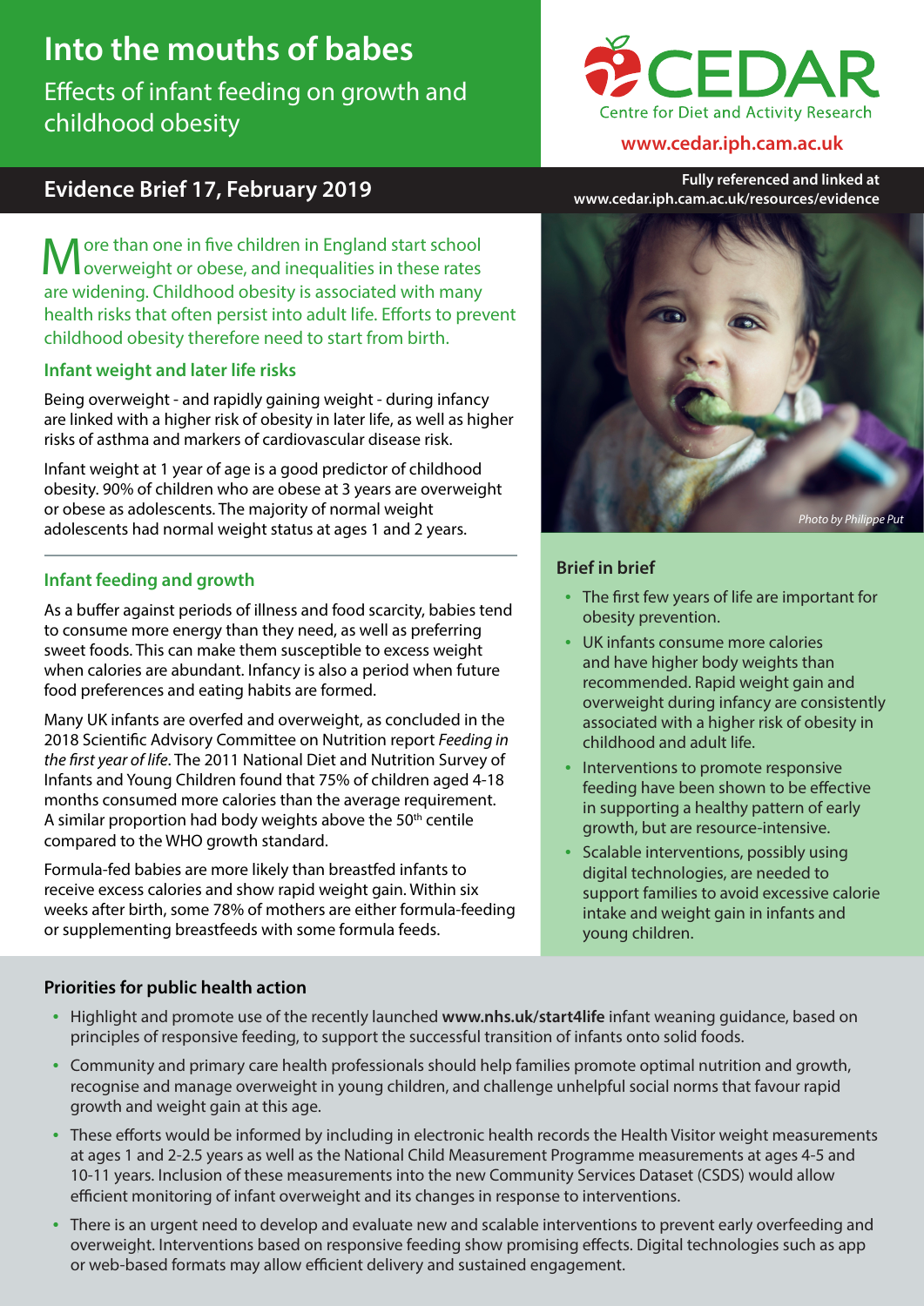# Into the mouths of babes

## Effects of infant feeding on growth and childhood obesity

CEDAR Centre for Diet and Activity Research

www.cedar.iph.cam.ac.uk

**Evidence Brief 17, February 2019**

**Fully referenced and linked at www.cedar.iph.cam.ac.uk/resources/evidence**

More than one in five children in England start school overweight or obese, and inequalities in these rates are widening. Childhood obesity is associated with many health risks that often persist into adult life. Efforts to prevent childhood obesity therefore need to start from birth.

### Infant weight and later life risks

Being overweight - and rapidly gaining weight - during infancy are linked with a higher risk of obesity in later life, as well as higher risks of asthma and markers of cardiovascular disease risk.

Infant weight at 1 year of age is a good predictor of childhood obesity. 90% of children who are obese at 3 years are overweight or obese as adolescents. The majority of normal weight adolescents had normal weight status at ages 1 and 2 years.

### Infant feeding and growth

As a buffer against periods of illness and food scarcity, babies tend to consume more energy than they need, as well as preferring sweet foods. This can make them susceptible to excess weight when calories are abundant. Infancy is also a period when future food preferences and eating habits are formed.

Many UK infants are overfed and overweight, as concluded in the 2018 Scientific Advisory Committee on Nutrition report *Feeding in the first year of life*. The 2011 National Diet and Nutrition Survey of Infants and Young Children found that 75% of children aged 4-18 months consumed more calories than the average requirement. A similar proportion had body weights above the 50th centile compared to the WHO growth standard.

Formula-fed babies are more likely than breastfed infants to receive excess calories and show rapid weight gain. Within six weeks after birth, some 78% of mothers are either formula-feeding or supplementing breastfeeds with some formula feeds.

*Photo by Philippe Put*

### Brief in brief

- The first few years of life are important for obesity prevention.
- UK infants consume more calories and have higher body weights than recommended. Rapid weight gain and overweight during infancy are consistently associated with a higher risk of obesity in childhood and adult life.
- Interventions to promote responsive feeding have been shown to be effective in supporting a healthy pattern of early growth, but are resource-intensive.
- Scalable interventions, possibly using digital technologies, are needed to support families to avoid excessive calorie intake and weight gain in infants and young children.

### Priorities for public health action

- Highlight and promote use of the recently launched **www.nhs.uk/start4life** infant weaning guidance, based on principles of responsive feeding, to support the successful transition of infants onto solid foods.
- Community and primary care health professionals should help families promote optimal nutrition and growth, recognise and manage overweight in young children, and challenge unhelpful social norms that favour rapid growth and weight gain at this age.
- These efforts would be informed by including in electronic health records the Health Visitor weight measurements at ages 1 and 2-2.5 years as well as the National Child Measurement Programme measurements at ages 4-5 and 10-11 years. Inclusion of these measurements into the new Community Services Dataset (CSDS) would allow efficient monitoring of infant overweight and its changes in response to interventions.
- There is an urgent need to develop and evaluate new and scalable interventions to prevent early overfeeding and overweight. Interventions based on responsive feeding show promising effects. Digital technologies such as app or web-based formats may allow efficient delivery and sustained engagement.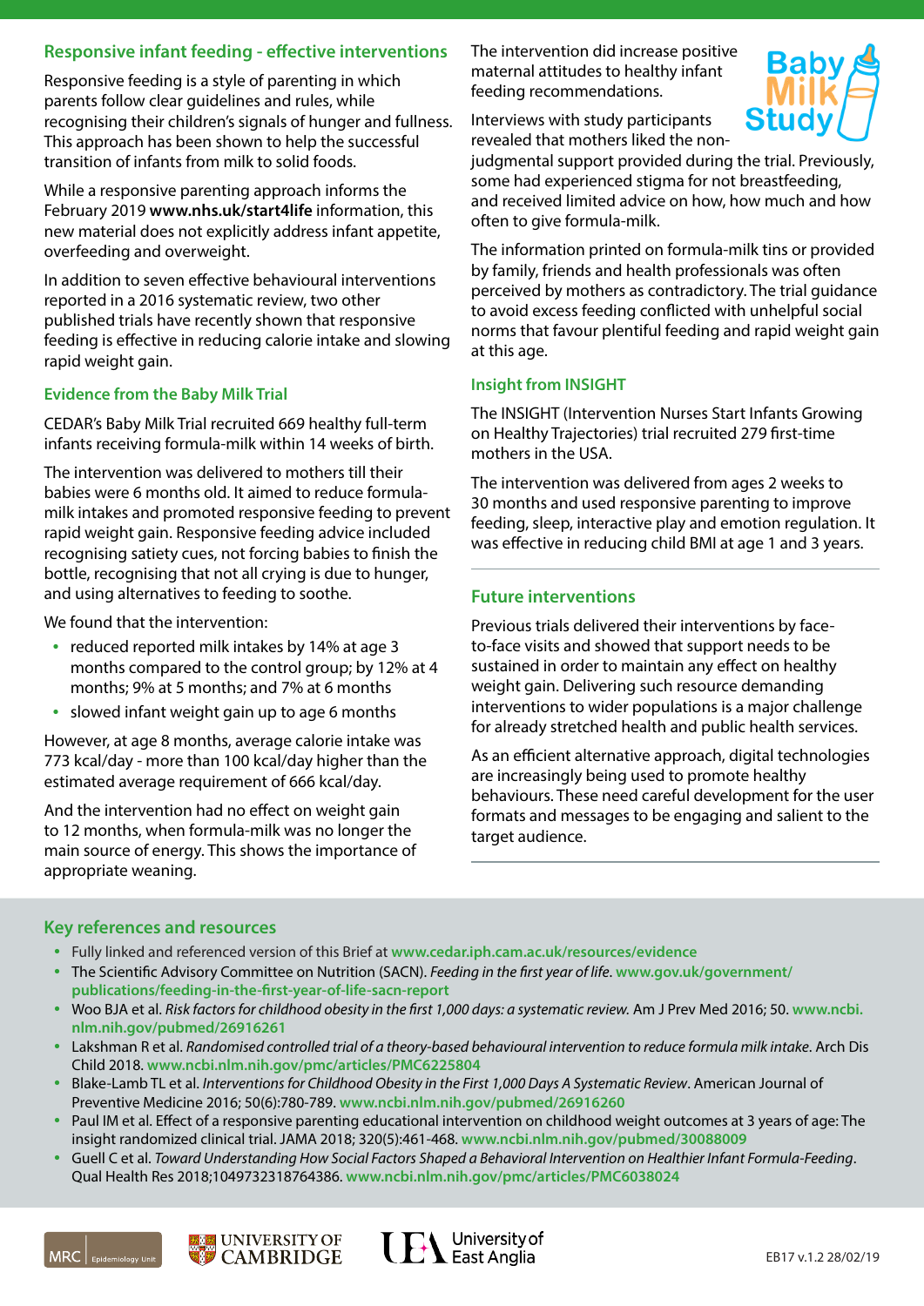## Responsive infant feeding - effective interventions

Responsive feeding is a style of parenting in which parents follow clear guidelines and rules, while recognising their children's signals of hunger and fullness. This approach has been shown to help the successful transition of infants from milk to solid foods.

While a responsive parenting approach informs the February 2019 **www.nhs.uk/start4life** information, this new material does not explicitly address infant appetite, overfeeding and overweight.

In addition to seven effective behavioural interventions reported in a 2016 systematic review, two other published trials have recently shown that responsive feeding is effective in reducing calorie intake and slowing rapid weight gain.

### Evidence from the Baby Milk Trial

CEDAR's Baby Milk Trial recruited 669 healthy full-term infants receiving formula-milk within 14 weeks of birth.

The intervention was delivered to mothers till their babies were 6 months old. It aimed to reduce formula-milk intakes and promoted responsive feeding to prevent rapid weight gain. Responsive feeding advice included recognising satiety cues, not forcing babies to finish the bottle, recognising that not all crying is due to hunger, and using alternatives to feeding to soothe.

We found that the intervention:

- reduced reported milk intakes by 14% at age 3 months compared to the control group; by 12% at 4 months; 9% at 5 months; and 7% at 6 months
- slowed infant weight gain up to age 6 months

However, at age 8 months, average calorie intake was 773 kcal/day - more than 100 kcal/day higher than the estimated average requirement of 666 kcal/day.

And the intervention had no effect on weight gain to 12 months, when formula-milk was no longer the main source of energy. This shows the importance of appropriate weaning.

The intervention did increase positive maternal attitudes to healthy infant feeding recommendations.

Baby Milk Study

Interviews with study participants revealed that mothers liked the non-judgmental support provided during the trial. Previously, some had experienced stigma for not breastfeeding, and received limited advice on how, how much and how often to give formula-milk.

The information printed on formula-milk tins or provided by family, friends and health professionals was often perceived by mothers as contradictory. The trial guidance to avoid excess feeding conflicted with unhelpful social norms that favour plentiful feeding and rapid weight gain at this age.

### Insight from INSIGHT

The INSIGHT (Intervention Nurses Start Infants Growing on Healthy Trajectories) trial recruited 279 first-time mothers in the USA.

The intervention was delivered from ages 2 weeks to 30 months and used responsive parenting to improve feeding, sleep, interactive play and emotion regulation. It was effective in reducing child BMI at age 1 and 3 years.

## Future interventions

Previous trials delivered their interventions by face-to-face visits and showed that support needs to be sustained in order to maintain any effect on healthy weight gain. Delivering such resource demanding interventions to wider populations is a major challenge for already stretched health and public health services.

As an efficient alternative approach, digital technologies are increasingly being used to promote healthy behaviours. These need careful development for the user formats and messages to be engaging and salient to the target audience.

## Key references and resources

- Fully linked and referenced version of this Brief at **www.cedar.iph.cam.ac.uk/resources/evidence**
- The Scientific Advisory Committee on Nutrition (SACN). *Feeding in the first year of life.* **www.gov.uk/government/publications/feeding-in-the-first-year-of-life-sacn-report**
- Woo BJA et al. *Risk factors for childhood obesity in the first 1,000 days: a systematic review.* Am J Prev Med 2016; 50. **www.ncbi.nlm.nih.gov/pubmed/26916261**
- Lakshman R et al. *Randomised controlled trial of a theory-based behavioural intervention to reduce formula milk intake*. Arch Dis Child 2018. **www.ncbi.nlm.nih.gov/pmc/articles/PMC6225804**
- Blake-Lamb TL et al. *Interventions for Childhood Obesity in the First 1,000 Days A Systematic Review*. American Journal of Preventive Medicine 2016; 50(6):780-789. **www.ncbi.nlm.nih.gov/pubmed/26916260**
- Paul IM et al. Effect of a responsive parenting educational intervention on childhood weight outcomes at 3 years of age: The insight randomized clinical trial. JAMA 2018; 320(5):461-468. **www.ncbi.nlm.nih.gov/pubmed/30088009**
- Guell C et al. *Toward Understanding How Social Factors Shaped a Behavioral Intervention on Healthier Infant Formula-Feeding*. Qual Health Res 2018;1049732318764386. **www.ncbi.nlm.nih.gov/pmc/articles/PMC6038024**

MRC Epidemiology Unit | University of Cambridge | University of East Anglia

EB17 v.1.2 28/02/19